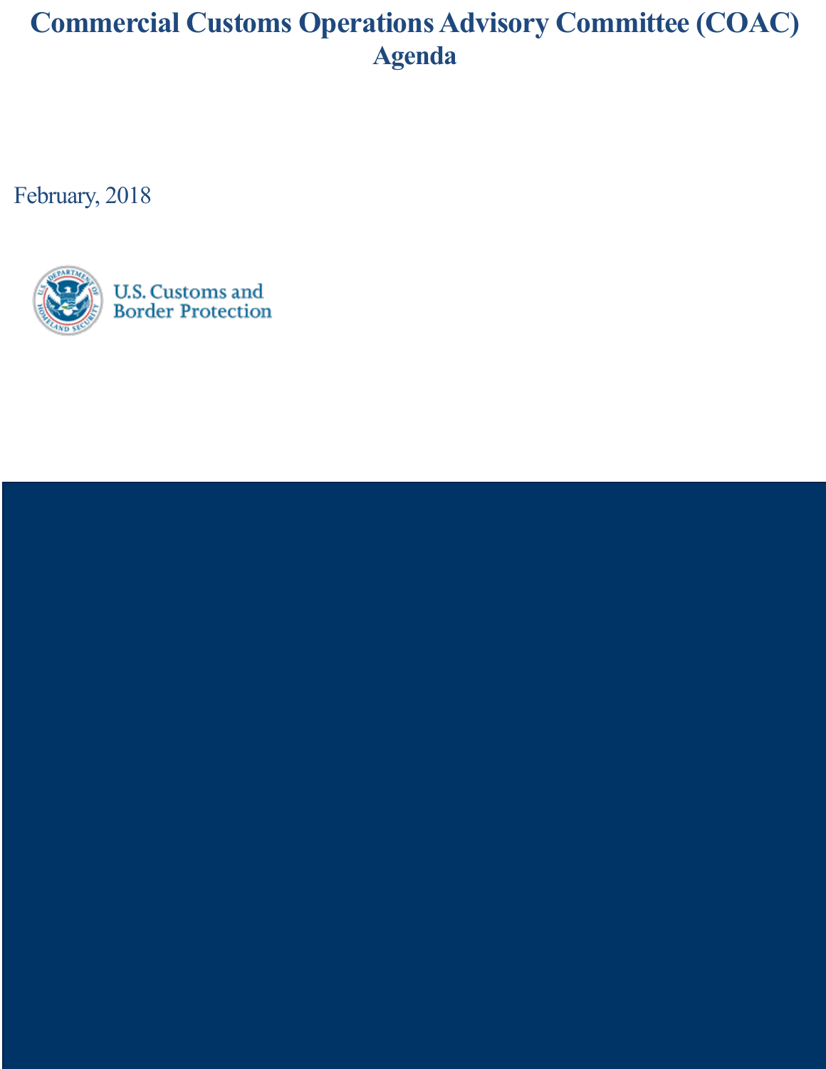# Commercial Customs Operations Advisory Committee (COAC) Agenda

February, 2018

U.S. Customs and Border Protection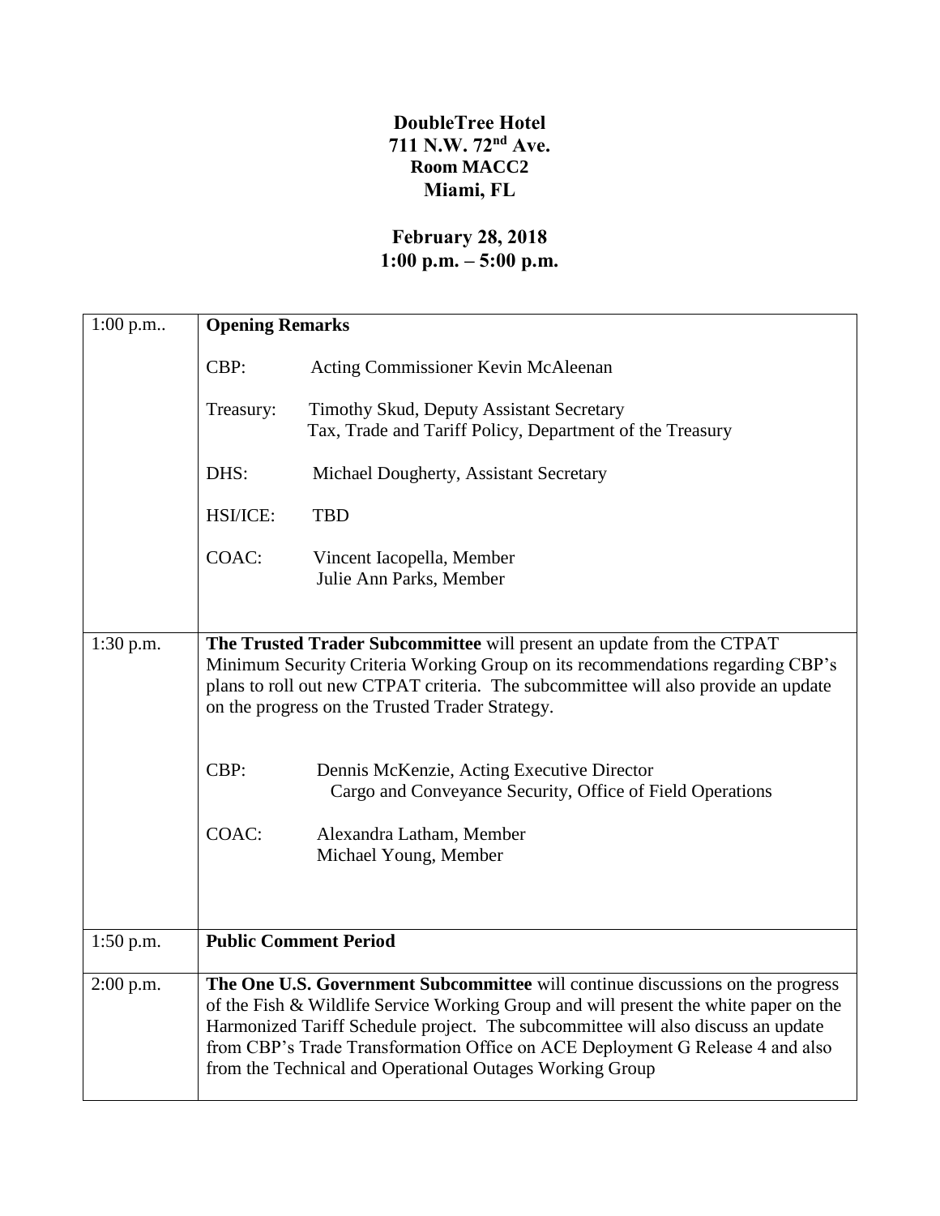**DoubleTree Hotel**
**711 N.W. 72nd Ave.**
**Room MACC2**
**Miami, FL**

**February 28, 2018**
**1:00 p.m. – 5:00 p.m.**

| | |
|---|---|
| 1:00 p.m.. | **Opening Remarks**<br><br>CBP: Acting Commissioner Kevin McAleenan<br><br>Treasury: Timothy Skud, Deputy Assistant Secretary<br>Tax, Trade and Tariff Policy, Department of the Treasury<br><br>DHS: Michael Dougherty, Assistant Secretary<br><br>HSI/ICE: TBD<br><br>COAC: Vincent Iacopella, Member<br>Julie Ann Parks, Member |
| 1:30 p.m. | **The Trusted Trader Subcommittee** will present an update from the CTPAT Minimum Security Criteria Working Group on its recommendations regarding CBP's plans to roll out new CTPAT criteria. The subcommittee will also provide an update on the progress on the Trusted Trader Strategy.<br><br>CBP: Dennis McKenzie, Acting Executive Director<br>Cargo and Conveyance Security, Office of Field Operations<br><br>COAC: Alexandra Latham, Member<br>Michael Young, Member |
| 1:50 p.m. | **Public Comment Period** |
| 2:00 p.m. | **The One U.S. Government Subcommittee** will continue discussions on the progress of the Fish & Wildlife Service Working Group and will present the white paper on the Harmonized Tariff Schedule project. The subcommittee will also discuss an update from CBP's Trade Transformation Office on ACE Deployment G Release 4 and also from the Technical and Operational Outages Working Group |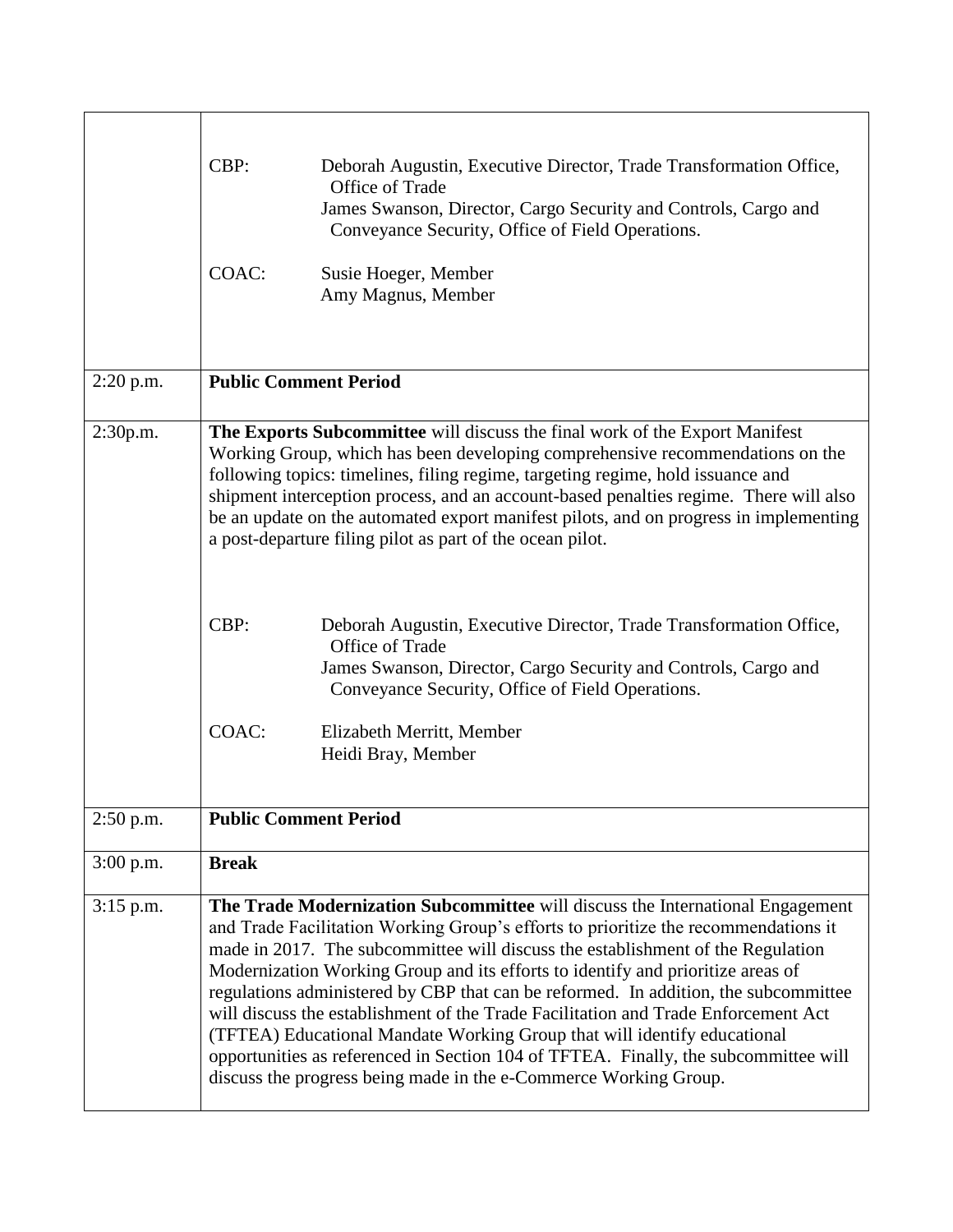| | |
|---|---|
| | CBP: Deborah Augustin, Executive Director, Trade Transformation Office, Office of Trade<br>James Swanson, Director, Cargo Security and Controls, Cargo and Conveyance Security, Office of Field Operations.<br><br>COAC: Susie Hoeger, Member<br>Amy Magnus, Member |
| 2:20 p.m. | **Public Comment Period** |
| 2:30p.m. | **The Exports Subcommittee** will discuss the final work of the Export Manifest Working Group, which has been developing comprehensive recommendations on the following topics: timelines, filing regime, targeting regime, hold issuance and shipment interception process, and an account-based penalties regime. There will also be an update on the automated export manifest pilots, and on progress in implementing a post-departure filing pilot as part of the ocean pilot.<br><br>CBP: Deborah Augustin, Executive Director, Trade Transformation Office, Office of Trade<br>James Swanson, Director, Cargo Security and Controls, Cargo and Conveyance Security, Office of Field Operations.<br><br>COAC: Elizabeth Merritt, Member<br>Heidi Bray, Member |
| 2:50 p.m. | **Public Comment Period** |
| 3:00 p.m. | **Break** |
| 3:15 p.m. | **The Trade Modernization Subcommittee** will discuss the International Engagement and Trade Facilitation Working Group's efforts to prioritize the recommendations it made in 2017. The subcommittee will discuss the establishment of the Regulation Modernization Working Group and its efforts to identify and prioritize areas of regulations administered by CBP that can be reformed. In addition, the subcommittee will discuss the establishment of the Trade Facilitation and Trade Enforcement Act (TFTEA) Educational Mandate Working Group that will identify educational opportunities as referenced in Section 104 of TFTEA. Finally, the subcommittee will discuss the progress being made in the e-Commerce Working Group. |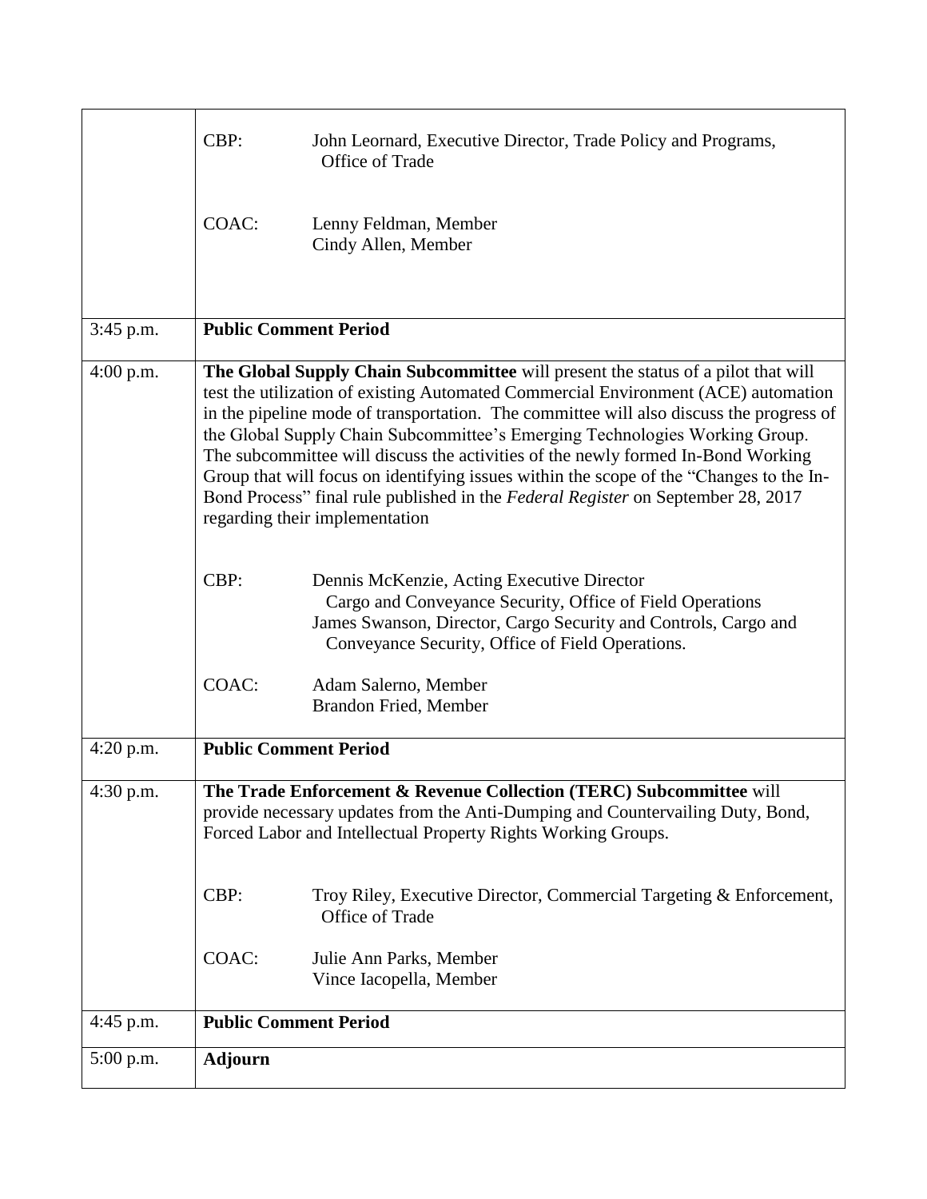| | |
|---|---|
| | CBP: John Leornard, Executive Director, Trade Policy and Programs, Office of Trade<br><br>COAC: Lenny Feldman, Member<br>Cindy Allen, Member |
| 3:45 p.m. | **Public Comment Period** |
| 4:00 p.m. | **The Global Supply Chain Subcommittee** will present the status of a pilot that will test the utilization of existing Automated Commercial Environment (ACE) automation in the pipeline mode of transportation. The committee will also discuss the progress of the Global Supply Chain Subcommittee's Emerging Technologies Working Group. The subcommittee will discuss the activities of the newly formed In-Bond Working Group that will focus on identifying issues within the scope of the "Changes to the In-Bond Process" final rule published in the *Federal Register* on September 28, 2017 regarding their implementation<br><br>CBP: Dennis McKenzie, Acting Executive Director Cargo and Conveyance Security, Office of Field Operations<br>James Swanson, Director, Cargo Security and Controls, Cargo and Conveyance Security, Office of Field Operations.<br><br>COAC: Adam Salerno, Member<br>Brandon Fried, Member |
| 4:20 p.m. | **Public Comment Period** |
| 4:30 p.m. | **The Trade Enforcement & Revenue Collection (TERC) Subcommittee** will provide necessary updates from the Anti-Dumping and Countervailing Duty, Bond, Forced Labor and Intellectual Property Rights Working Groups.<br><br>CBP: Troy Riley, Executive Director, Commercial Targeting & Enforcement, Office of Trade<br><br>COAC: Julie Ann Parks, Member<br>Vince Iacopella, Member |
| 4:45 p.m. | **Public Comment Period** |
| 5:00 p.m. | **Adjourn** |